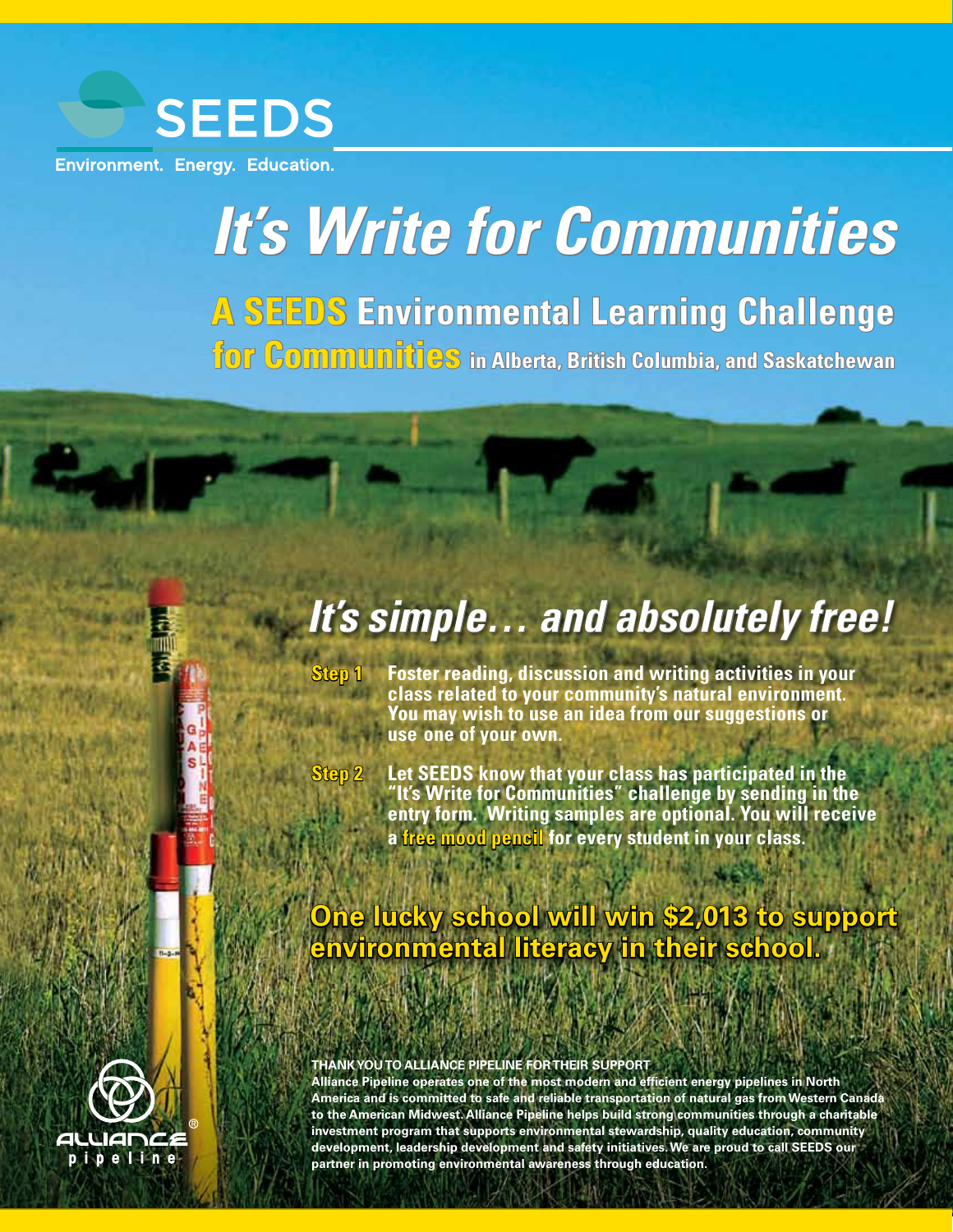SEEDS

Environment. Energy. Education.

# It's Write for Communities

## A SEEDS Environmental Learning Challenge for Communities in Alberta, British Columbia, and Saskatchewan

## It's simple… and absolutely free!

**Step 1** Foster reading, discussion and writing activities in your class related to your community's natural environment. You may wish to use an idea from our suggestions or use one of your own.

**Step 2** Let SEEDS know that your class has participated in the "It's Write for Communities" challenge by sending in the entry form. Writing samples are optional. You will receive a free mood pencil for every student in your class.

**One lucky school will win $2,013 to support environmental literacy in their school.**

**THANK YOU TO ALLIANCE PIPELINE FOR THEIR SUPPORT**

Alliance Pipeline operates one of the most modern and efficient energy pipelines in North America and is committed to safe and reliable transportation of natural gas from Western Canada to the American Midwest. Alliance Pipeline helps build strong communities through a charitable investment program that supports environmental stewardship, quality education, community development, leadership development and safety initiatives. We are proud to call SEEDS our partner in promoting environmental awareness through education.

ALLIANCE pipeline®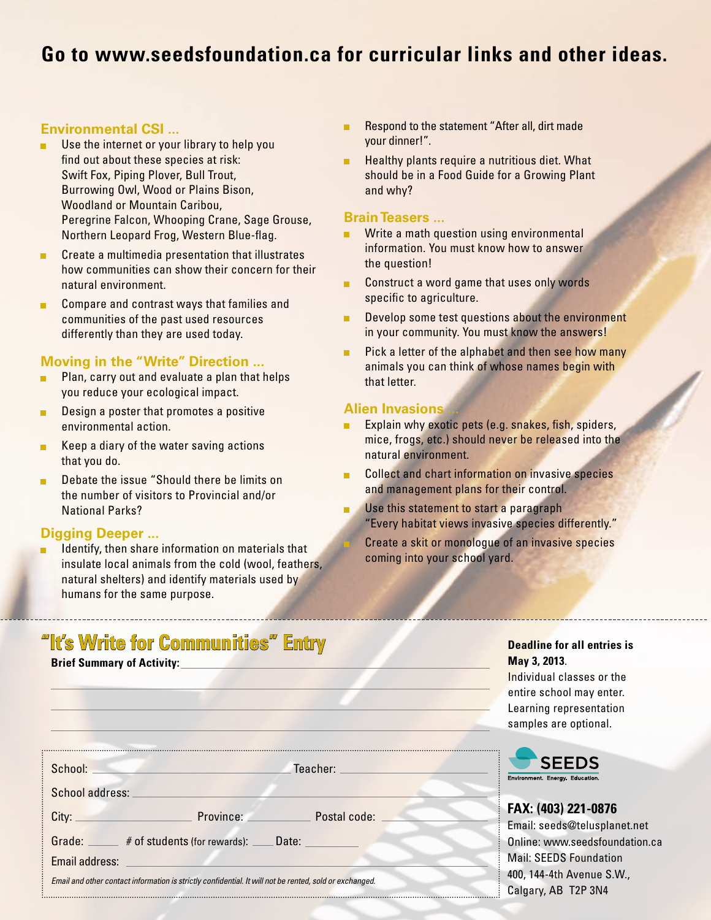# Go to www.seedsfoundation.ca for curricular links and other ideas.

### Environmental CSI ...

- Use the internet or your library to help you find out about these species at risk: Swift Fox, Piping Plover, Bull Trout, Burrowing Owl, Wood or Plains Bison, Woodland or Mountain Caribou, Peregrine Falcon, Whooping Crane, Sage Grouse, Northern Leopard Frog, Western Blue-flag.
- Create a multimedia presentation that illustrates how communities can show their concern for their natural environment.
- Compare and contrast ways that families and communities of the past used resources differently than they are used today.

### Moving in the "Write" Direction ...

- Plan, carry out and evaluate a plan that helps you reduce your ecological impact.
- Design a poster that promotes a positive environmental action.
- Keep a diary of the water saving actions that you do.
- Debate the issue "Should there be limits on the number of visitors to Provincial and/or National Parks?

### Digging Deeper ...

- Identify, then share information on materials that insulate local animals from the cold (wool, feathers, natural shelters) and identify materials used by humans for the same purpose.
- Respond to the statement "After all, dirt made your dinner!".
- Healthy plants require a nutritious diet. What should be in a Food Guide for a Growing Plant and why?

### Brain Teasers ...

- Write a math question using environmental information. You must know how to answer the question!
- Construct a word game that uses only words specific to agriculture.
- Develop some test questions about the environment in your community. You must know the answers!
- Pick a letter of the alphabet and then see how many animals you can think of whose names begin with that letter.

### Alien Invasions ...

- Explain why exotic pets (e.g. snakes, fish, spiders, mice, frogs, etc.) should never be released into the natural environment.
- Collect and chart information on invasive species and management plans for their control.
- Use this statement to start a paragraph "Every habitat views invasive species differently."
- Create a skit or monologue of an invasive species coming into your school yard.

---

## "It's Write for Communities" Entry

**Brief Summary of Activity:** ______________________________

______________________________

______________________________

______________________________

School: ______________ Teacher: ______________

School address: ______________

City: ______________ Province: ______________ Postal code: ______________

Grade: ______ # of students (for rewards): ______ Date: ______

Email address: ______________

*Email and other contact information is strictly confidential. It will not be rented, sold or exchanged.*

**Deadline for all entries is May 3, 2013**. Individual classes or the entire school may enter. Learning representation samples are optional.

SEEDS
Environment. Energy. Education.

**FAX: (403) 221-0876**
Email: seeds@telusplanet.net
Online: www.seedsfoundation.ca
Mail: SEEDS Foundation
400, 144-4th Avenue S.W.,
Calgary, AB T2P 3N4